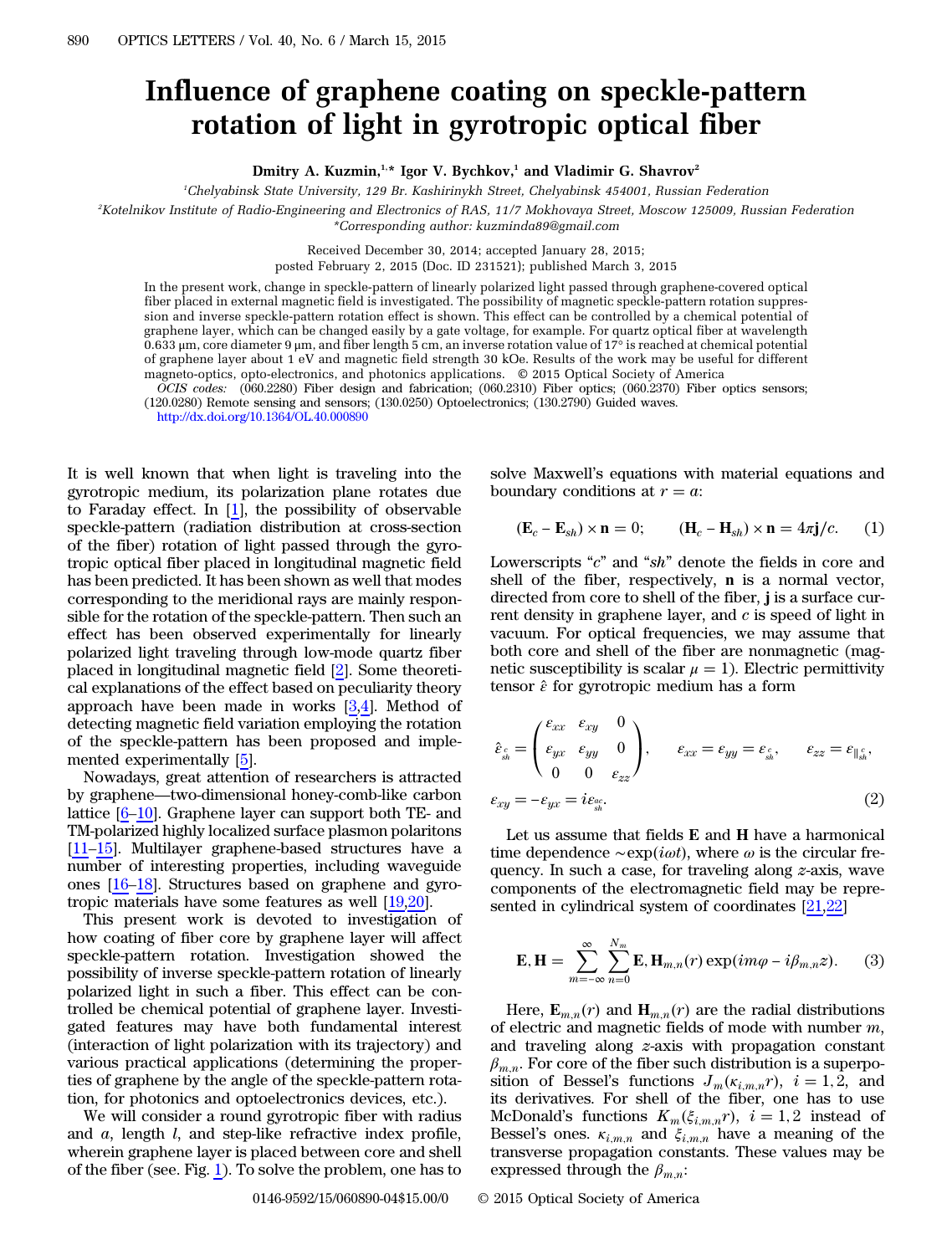# Influence of graphene coating on speckle-pattern rotation of light in gyrotropic optical fiber

**Dmitry A. Kuzmin,[1,*] Igor V. Bychkov,[1] and Vladimir G. Shavrov[2]**

[1]Chelyabinsk State University, 129 Br. Kashirinykh Street, Chelyabinsk 454001, Russian Federation

[2]Kotelnikov Institute of Radio-Engineering and Electronics of RAS, 11/7 Mokhovaya Street, Moscow 125009, Russian Federation

*Corresponding author: kuzminda89@gmail.com

Received December 30, 2014; accepted January 28, 2015; posted February 2, 2015 (Doc. ID 231521); published March 3, 2015

In the present work, change in speckle-pattern of linearly polarized light passed through graphene-covered optical fiber placed in external magnetic field is investigated. The possibility of magnetic speckle-pattern rotation suppression and inverse speckle-pattern rotation effect is shown. This effect can be controlled by a chemical potential of graphene layer, which can be changed easily by a gate voltage, for example. For quartz optical fiber at wavelength 0.633 μm, core diameter 9 μm, and fiber length 5 cm, an inverse rotation value of 17° is reached at chemical potential of graphene layer about 1 eV and magnetic field strength 30 kOe. Results of the work may be useful for different magneto-optics, opto-electronics, and photonics applications. © 2015 Optical Society of America

*OCIS codes:* (060.2280) Fiber design and fabrication; (060.2310) Fiber optics; (060.2370) Fiber optics sensors; (120.0280) Remote sensing and sensors; (130.0250) Optoelectronics; (130.2790) Guided waves.

http://dx.doi.org/10.1364/OL.40.000890

It is well known that when light is traveling into the gyrotropic medium, its polarization plane rotates due to Faraday effect. In [1], the possibility of observable speckle-pattern (radiation distribution at cross-section of the fiber) rotation of light passed through the gyrotropic optical fiber placed in longitudinal magnetic field has been predicted. It has been shown as well that modes corresponding to the meridional rays are mainly responsible for the rotation of the speckle-pattern. Then such an effect has been observed experimentally for linearly polarized light traveling through low-mode quartz fiber placed in longitudinal magnetic field [2]. Some theoretical explanations of the effect based on peculiarity theory approach have been made in works [3,4]. Method of detecting magnetic field variation employing the rotation of the speckle-pattern has been proposed and implemented experimentally [5].

Nowadays, great attention of researchers is attracted by graphene—two-dimensional honey-comb-like carbon lattice [6–10]. Graphene layer can support both TE- and TM-polarized highly localized surface plasmon polaritons [11–15]. Multilayer graphene-based structures have a number of interesting properties, including waveguide ones [16–18]. Structures based on graphene and gyrotropic materials have some features as well [19,20].

This present work is devoted to investigation of how coating of fiber core by graphene layer will affect speckle-pattern rotation. Investigation showed the possibility of inverse speckle-pattern rotation of linearly polarized light in such a fiber. This effect can be controlled be chemical potential of graphene layer. Investigated features may have both fundamental interest (interaction of light polarization with its trajectory) and various practical applications (determining the properties of graphene by the angle of the speckle-pattern rotation, for photonics and optoelectronics devices, etc.).

We will consider a round gyrotropic fiber with radius and $a$, length $l$, and step-like refractive index profile, wherein graphene layer is placed between core and shell of the fiber (see. Fig. 1). To solve the problem, one has to solve Maxwell's equations with material equations and boundary conditions at $r = a$:

$$(\mathbf{E}_c - \mathbf{E}_{sh}) \times \mathbf{n} = 0; \qquad (\mathbf{H}_c - \mathbf{H}_{sh}) \times \mathbf{n} = 4\pi \mathbf{j}/c. \tag{1}$$

Lowerscripts "$c$" and "$sh$" denote the fields in core and shell of the fiber, respectively, $\mathbf{n}$ is a normal vector, directed from core to shell of the fiber, $\mathbf{j}$ is a surface current density in graphene layer, and $c$ is speed of light in vacuum. For optical frequencies, we may assume that both core and shell of the fiber are nonmagnetic (magnetic susceptibility is scalar $\mu = 1$). Electric permittivity tensor $\hat{\varepsilon}$ for gyrotropic medium has a form

$$\hat{\varepsilon}_{^c_{sh}} = \begin{pmatrix} \varepsilon_{xx} & \varepsilon_{xy} & 0 \\ \varepsilon_{yx} & \varepsilon_{yy} & 0 \\ 0 & 0 & \varepsilon_{zz} \end{pmatrix}, \qquad \varepsilon_{xx} = \varepsilon_{yy} = \varepsilon_{^c_{sh}}, \qquad \varepsilon_{zz} = \varepsilon_{\|^c_{sh}},$$

$$\varepsilon_{xy} = -\varepsilon_{yx} = i\varepsilon_{^{ac}_{sh}}. \tag{2}$$

Let us assume that fields $\mathbf{E}$ and $\mathbf{H}$ have a harmonical time dependence $\sim \exp(i\omega t)$, where $\omega$ is the circular frequency. In such a case, for traveling along $z$-axis, wave components of the electromagnetic field may be represented in cylindrical system of coordinates [21,22]

$$\mathbf{E}, \mathbf{H} = \sum_{m=-\infty}^{\infty} \sum_{n=0}^{N_m} \mathbf{E}, \mathbf{H}_{m,n}(r) \exp(im\varphi - i\beta_{m,n} z). \tag{3}$$

Here, $\mathbf{E}_{m,n}(r)$ and $\mathbf{H}_{m,n}(r)$ are the radial distributions of electric and magnetic fields of mode with number $m$, and traveling along $z$-axis with propagation constant $\beta_{m,n}$. For core of the fiber such distribution is a superposition of Bessel's functions $J_m(\kappa_{i,m,n} r)$, $i = 1, 2$, and its derivatives. For shell of the fiber, one has to use McDonald's functions $K_m(\xi_{i,m,n} r)$, $i = 1, 2$ instead of Bessel's ones. $\kappa_{i,m,n}$ and $\xi_{i,m,n}$ have a meaning of the transverse propagation constants. These values may be expressed through the $\beta_{m,n}$: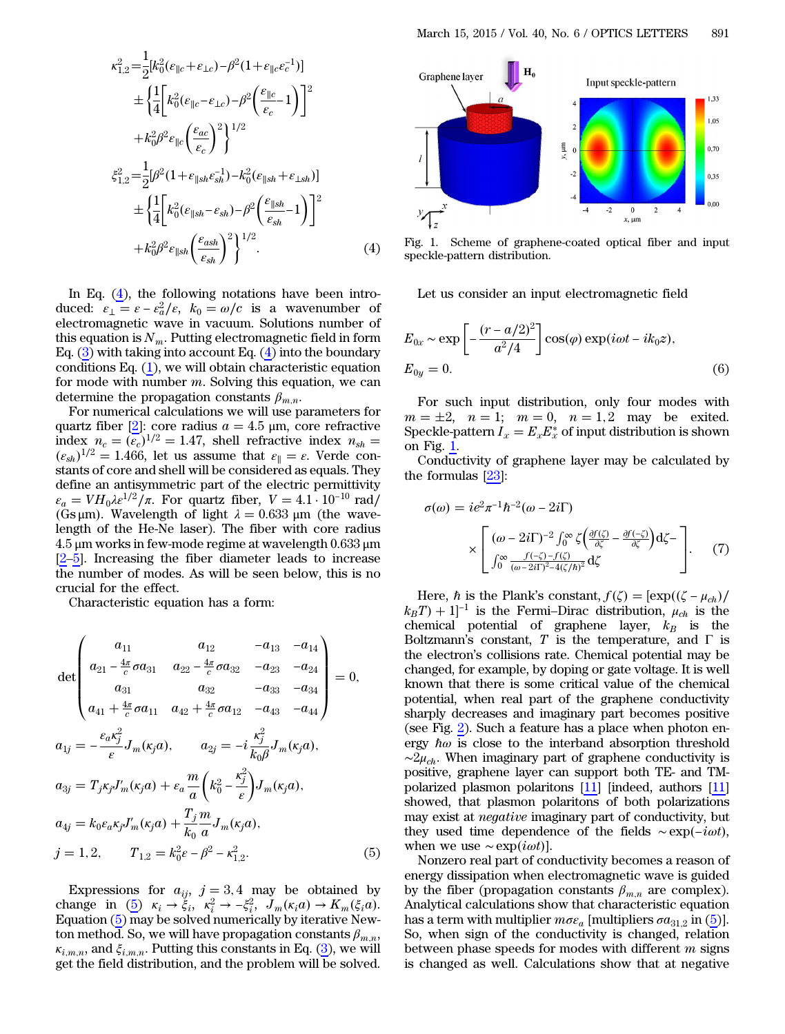$$\kappa_{1,2}^2 = \frac{1}{2}[k_0^2(\varepsilon_{\|c}+\varepsilon_{\perp c}) - \beta^2(1+\varepsilon_{\|c}\varepsilon_c^{-1})]$$
$$\pm\left\{\frac{1}{4}\left[k_0^2(\varepsilon_{\|c}-\varepsilon_{\perp c}) - \beta^2\left(\frac{\varepsilon_{\|c}}{\varepsilon_c}-1\right)\right]^2 + k_0^2\beta^2\varepsilon_{\|c}\left(\frac{\varepsilon_{ac}}{\varepsilon_c}\right)^2\right\}^{1/2}$$
$$\xi_{1,2}^2 = \frac{1}{2}[\beta^2(1+\varepsilon_{\|sh}\varepsilon_{sh}^{-1}) - k_0^2(\varepsilon_{\|sh}+\varepsilon_{\perp sh})]$$
$$\pm\left\{\frac{1}{4}\left[k_0^2(\varepsilon_{\|sh}-\varepsilon_{sh}) - \beta^2\left(\frac{\varepsilon_{\|sh}}{\varepsilon_{sh}}-1\right)\right]^2 + k_0^2\beta^2\varepsilon_{\|sh}\left(\frac{\varepsilon_{ash}}{\varepsilon_{sh}}\right)^2\right\}^{1/2}. \quad (4)$$

In Eq. (4), the following notations have been introduced: $\varepsilon_\perp = \varepsilon - \varepsilon_a^2/\varepsilon$, $k_0 = \omega/c$ is a wavenumber of electromagnetic wave in vacuum. Solutions number of this equation is $N_m$. Putting electromagnetic field in form Eq. (3) with taking into account Eq. (4) into the boundary conditions Eq. (1), we will obtain characteristic equation for mode with number $m$. Solving this equation, we can determine the propagation constants $\beta_{m,n}$.

For numerical calculations we will use parameters for quartz fiber [2]: core radius $a = 4.5$ µm, core refractive index $n_c = (\varepsilon_c)^{1/2} = 1.47$, shell refractive index $n_{sh} = (\varepsilon_{sh})^{1/2} = 1.466$, let us assume that $\varepsilon_\| = \varepsilon$. Verde constants of core and shell will be considered as equals. They define an antisymmetric part of the electric permittivity $\varepsilon_a = VH_0\lambda\varepsilon^{1/2}/\pi$. For quartz fiber, $V = 4.1\cdot10^{-10}$ rad/(Gs µm). Wavelength of light $\lambda = 0.633$ µm (the wavelength of the He-Ne laser). The fiber with core radius 4.5 µm works in few-mode regime at wavelength 0.633 µm [2–5]. Increasing the fiber diameter leads to increase the number of modes. As will be seen below, this is no crucial for the effect.

Characteristic equation has a form:

$$\det\begin{pmatrix} a_{11} & a_{12} & -a_{13} & -a_{14} \\ a_{21}-\frac{4\pi}{c}\sigma a_{31} & a_{22}-\frac{4\pi}{c}\sigma a_{32} & -a_{23} & -a_{24} \\ a_{31} & a_{32} & -a_{33} & -a_{34} \\ a_{41}+\frac{4\pi}{c}\sigma a_{11} & a_{42}+\frac{4\pi}{c}\sigma a_{12} & -a_{43} & -a_{44} \end{pmatrix} = 0,$$
$$a_{1j} = -\frac{\varepsilon_a\kappa_j^2}{\varepsilon}J_m(\kappa_j a), \qquad a_{2j} = -i\frac{\kappa_j^2}{k_0\beta}J_m(\kappa_j a),$$
$$a_{3j} = T_j\kappa_j J_m'(\kappa_j a) + \varepsilon_a\frac{m}{a}\left(k_0^2 - \frac{\kappa_j^2}{\varepsilon}\right)J_m(\kappa_j a),$$
$$a_{4j} = k_0\varepsilon_a\kappa_j J_m'(\kappa_j a) + \frac{T_j}{k_0}\frac{m}{a}J_m(\kappa_j a),$$
$$j = 1,2, \qquad T_{1,2} = k_0^2\varepsilon - \beta^2 - \kappa_{1,2}^2. \quad (5)$$

Expressions for $a_{ij}$, $j = 3,4$ may be obtained by change in (5) $\kappa_i \to \xi_i$, $\kappa_i^2 \to -\xi_i^2$, $J_m(\kappa_i a) \to K_m(\xi_i a)$. Equation (5) may be solved numerically by iterative Newton method. So, we will have propagation constants $\beta_{m,n}$, $\kappa_{i,m,n}$, and $\xi_{i,m,n}$. Putting this constants in Eq. (3), we will get the field distribution, and the problem will be solved.

Fig. 1. Scheme of graphene-coated optical fiber and input speckle-pattern distribution.

Let us consider an input electromagnetic field

$$E_{0x} \sim \exp\left[-\frac{(r-a/2)^2}{a^2/4}\right]\cos(\varphi)\exp(i\omega t - ik_0 z),$$
$$E_{0y} = 0. \quad (6)$$

For such input distribution, only four modes with $m = \pm 2$, $n = 1$; $m = 0$, $n = 1,2$ may be exited. Speckle-pattern $I_x = E_x E_x^*$ of input distribution is shown on Fig. 1.

Conductivity of graphene layer may be calculated by the formulas [23]:

$$\sigma(\omega) = ie^2\pi^{-1}\hbar^{-2}(\omega - 2i\Gamma) \times \left[(\omega-2i\Gamma)^{-2}\int_0^\infty \zeta\left(\frac{\partial f(\zeta)}{\partial\zeta} - \frac{\partial f(-\zeta)}{\partial\zeta}\right)d\zeta - \int_0^\infty \frac{f(-\zeta)-f(\zeta)}{(\omega-2i\Gamma)^2 - 4(\zeta/\hbar)^2}d\zeta\right]. \quad (7)$$

Here, $\hbar$ is the Plank's constant, $f(\zeta) = [\exp((\zeta-\mu_{ch})/k_B T)+1]^{-1}$ is the Fermi–Dirac distribution, $\mu_{ch}$ is the chemical potential of graphene layer, $k_B$ is the Boltzmann's constant, $T$ is the temperature, and $\Gamma$ is the electron's collisions rate. Chemical potential may be changed, for example, by doping or gate voltage. It is well known that there is some critical value of the chemical potential, when real part of the graphene conductivity sharply decreases and imaginary part becomes positive (see Fig. 2). Such a feature has a place when photon energy $\hbar\omega$ is close to the interband absorption threshold $\sim 2\mu_{ch}$. When imaginary part of graphene conductivity is positive, graphene layer can support both TE- and TM-polarized plasmon polaritons [11] [indeed, authors [11] showed, that plasmon polaritons of both polarizations may exist at *negative* imaginary part of conductivity, but they used time dependence of the fields $\sim\exp(-i\omega t)$, when we use $\sim\exp(i\omega t)$].

Nonzero real part of conductivity becomes a reason of energy dissipation when electromagnetic wave is guided by the fiber (propagation constants $\beta_{m,n}$ are complex). Analytical calculations show that characteristic equation has a term with multiplier $m\sigma\varepsilon_a$ [multipliers $\sigma a_{31,2}$ in (5)]. So, when sign of the conductivity is changed, relation between phase speeds for modes with different $m$ signs is changed as well. Calculations show that at negative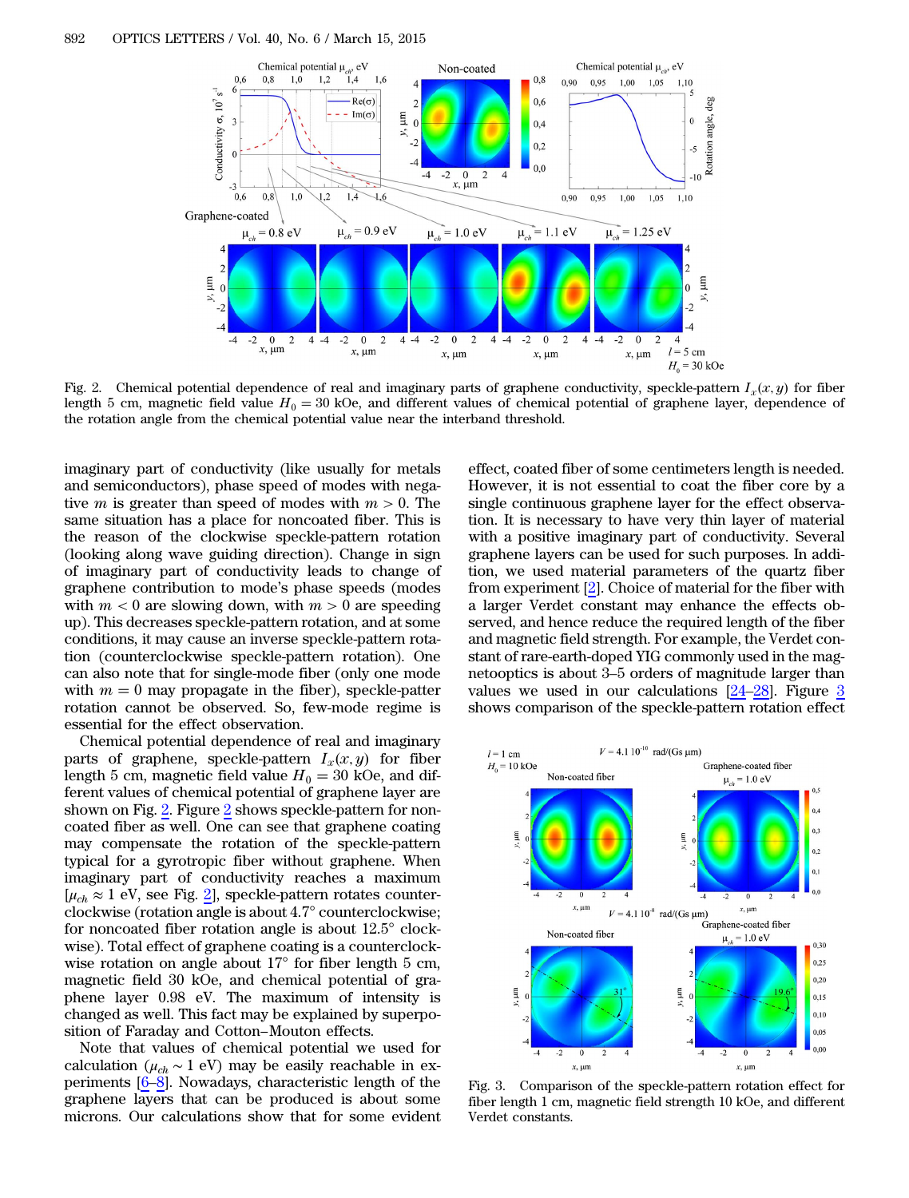Fig. 2. Chemical potential dependence of real and imaginary parts of graphene conductivity, speckle-pattern $I_x(x, y)$ for fiber length 5 cm, magnetic field value $H_0 = 30$ kOe, and different values of chemical potential of graphene layer, dependence of the rotation angle from the chemical potential value near the interband threshold.

imaginary part of conductivity (like usually for metals and semiconductors), phase speed of modes with negative $m$ is greater than speed of modes with $m > 0$. The same situation has a place for noncoated fiber. This is the reason of the clockwise speckle-pattern rotation (looking along wave guiding direction). Change in sign of imaginary part of conductivity leads to change of graphene contribution to mode's phase speeds (modes with $m < 0$ are slowing down, with $m > 0$ are speeding up). This decreases speckle-pattern rotation, and at some conditions, it may cause an inverse speckle-pattern rotation (counterclockwise speckle-pattern rotation). One can also note that for single-mode fiber (only one mode with $m = 0$ may propagate in the fiber), speckle-patter rotation cannot be observed. So, few-mode regime is essential for the effect observation.

Chemical potential dependence of real and imaginary parts of graphene, speckle-pattern $I_x(x, y)$ for fiber length 5 cm, magnetic field value $H_0 = 30$ kOe, and different values of chemical potential of graphene layer are shown on Fig. 2. Figure 2 shows speckle-pattern for noncoated fiber as well. One can see that graphene coating may compensate the rotation of the speckle-pattern typical for a gyrotropic fiber without graphene. When imaginary part of conductivity reaches a maximum [$\mu_{ch} \approx 1$ eV, see Fig. 2], speckle-pattern rotates counterclockwise (rotation angle is about 4.7° counterclockwise; for noncoated fiber rotation angle is about 12.5° clockwise). Total effect of graphene coating is a counterclockwise rotation on angle about 17° for fiber length 5 cm, magnetic field 30 kOe, and chemical potential of graphene layer 0.98 eV. The maximum of intensity is changed as well. This fact may be explained by superposition of Faraday and Cotton–Mouton effects.

Note that values of chemical potential we used for calculation ($\mu_{ch} \sim 1$ eV) may be easily reachable in experiments [6–8]. Nowadays, characteristic length of the graphene layers that can be produced is about some microns. Our calculations show that for some evident effect, coated fiber of some centimeters length is needed. However, it is not essential to coat the fiber core by a single continuous graphene layer for the effect observation. It is necessary to have very thin layer of material with a positive imaginary part of conductivity. Several graphene layers can be used for such purposes. In addition, we used material parameters of the quartz fiber from experiment [2]. Choice of material for the fiber with a larger Verdet constant may enhance the effects observed, and hence reduce the required length of the fiber and magnetic field strength. For example, the Verdet constant of rare-earth-doped YIG commonly used in the magnetooptics is about 3–5 orders of magnitude larger than values we used in our calculations [24–28]. Figure 3 shows comparison of the speckle-pattern rotation effect

Fig. 3. Comparison of the speckle-pattern rotation effect for fiber length 1 cm, magnetic field strength 10 kOe, and different Verdet constants.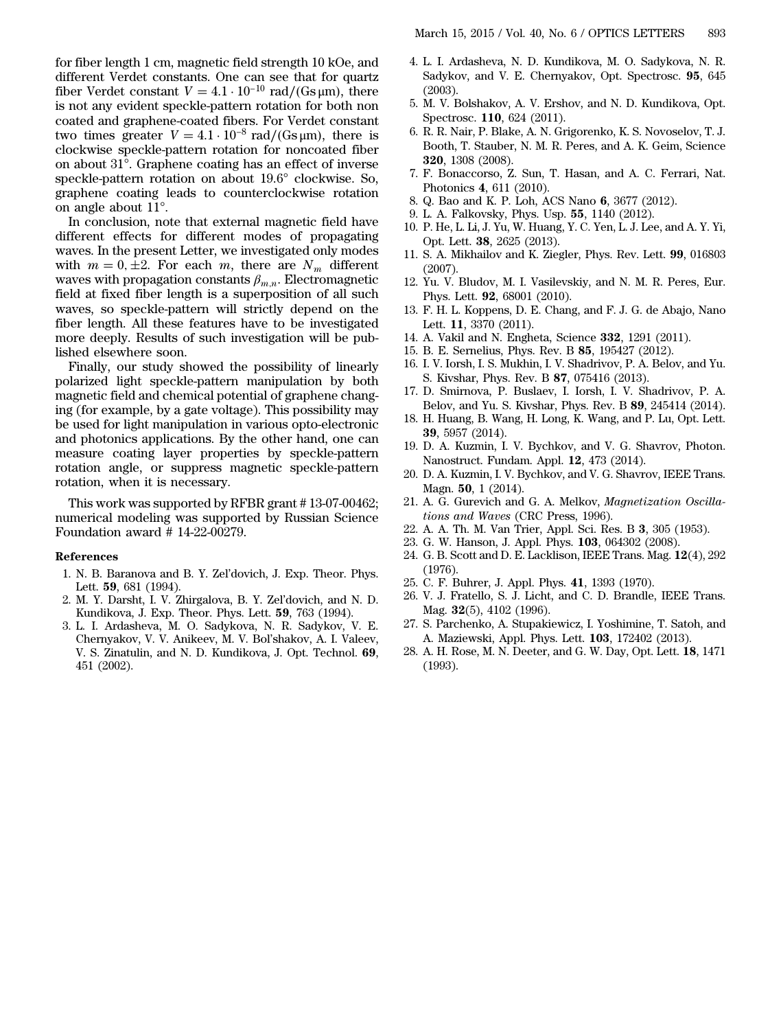for fiber length 1 cm, magnetic field strength 10 kOe, and different Verdet constants. One can see that for quartz fiber Verdet constant $V = 4.1 \cdot 10^{-10}$ rad/(Gs μm), there is not any evident speckle-pattern rotation for both non coated and graphene-coated fibers. For Verdet constant two times greater $V = 4.1 \cdot 10^{-8}$ rad/(Gs μm), there is clockwise speckle-pattern rotation for noncoated fiber on about 31°. Graphene coating has an effect of inverse speckle-pattern rotation on about 19.6° clockwise. So, graphene coating leads to counterclockwise rotation on angle about 11°.

In conclusion, note that external magnetic field have different effects for different modes of propagating waves. In the present Letter, we investigated only modes with $m = 0, \pm 2$. For each $m$, there are $N_m$ different waves with propagation constants $\beta_{m,n}$. Electromagnetic field at fixed fiber length is a superposition of all such waves, so speckle-pattern will strictly depend on the fiber length. All these features have to be investigated more deeply. Results of such investigation will be published elsewhere soon.

Finally, our study showed the possibility of linearly polarized light speckle-pattern manipulation by both magnetic field and chemical potential of graphene changing (for example, by a gate voltage). This possibility may be used for light manipulation in various opto-electronic and photonics applications. By the other hand, one can measure coating layer properties by speckle-pattern rotation angle, or suppress magnetic speckle-pattern rotation, when it is necessary.

This work was supported by RFBR grant # 13-07-00462; numerical modeling was supported by Russian Science Foundation award # 14-22-00279.

## References

1. N. B. Baranova and B. Y. Zel'dovich, J. Exp. Theor. Phys. Lett. **59**, 681 (1994).
2. M. Y. Darsht, I. V. Zhirgalova, B. Y. Zel'dovich, and N. D. Kundikova, J. Exp. Theor. Phys. Lett. **59**, 763 (1994).
3. L. I. Ardasheva, M. O. Sadykova, N. R. Sadykov, V. E. Chernyakov, V. V. Anikeev, M. V. Bol'shakov, A. I. Valeev, V. S. Zinatulin, and N. D. Kundikova, J. Opt. Technol. **69**, 451 (2002).
4. L. I. Ardasheva, N. D. Kundikova, M. O. Sadykova, N. R. Sadykov, and V. E. Chernyakov, Opt. Spectrosc. **95**, 645 (2003).
5. M. V. Bolshakov, A. V. Ershov, and N. D. Kundikova, Opt. Spectrosc. **110**, 624 (2011).
6. R. R. Nair, P. Blake, A. N. Grigorenko, K. S. Novoselov, T. J. Booth, T. Stauber, N. M. R. Peres, and A. K. Geim, Science **320**, 1308 (2008).
7. F. Bonaccorso, Z. Sun, T. Hasan, and A. C. Ferrari, Nat. Photonics **4**, 611 (2010).
8. Q. Bao and K. P. Loh, ACS Nano **6**, 3677 (2012).
9. L. A. Falkovsky, Phys. Usp. **55**, 1140 (2012).
10. P. He, L. Li, J. Yu, W. Huang, Y. C. Yen, L. J. Lee, and A. Y. Yi, Opt. Lett. **38**, 2625 (2013).
11. S. A. Mikhailov and K. Ziegler, Phys. Rev. Lett. **99**, 016803 (2007).
12. Yu. V. Bludov, M. I. Vasilevskiy, and N. M. R. Peres, Eur. Phys. Lett. **92**, 68001 (2010).
13. F. H. L. Koppens, D. E. Chang, and F. J. G. de Abajo, Nano Lett. **11**, 3370 (2011).
14. A. Vakil and N. Engheta, Science **332**, 1291 (2011).
15. B. E. Sernelius, Phys. Rev. B **85**, 195427 (2012).
16. I. V. Iorsh, I. S. Mukhin, I. V. Shadrivov, P. A. Belov, and Yu. S. Kivshar, Phys. Rev. B **87**, 075416 (2013).
17. D. Smirnova, P. Buslaev, I. Iorsh, I. V. Shadrivov, P. A. Belov, and Yu. S. Kivshar, Phys. Rev. B **89**, 245414 (2014).
18. H. Huang, B. Wang, H. Long, K. Wang, and P. Lu, Opt. Lett. **39**, 5957 (2014).
19. D. A. Kuzmin, I. V. Bychkov, and V. G. Shavrov, Photon. Nanostruct. Fundam. Appl. **12**, 473 (2014).
20. D. A. Kuzmin, I. V. Bychkov, and V. G. Shavrov, IEEE Trans. Magn. **50**, 1 (2014).
21. A. G. Gurevich and G. A. Melkov, *Magnetization Oscillations and Waves* (CRC Press, 1996).
22. A. A. Th. M. Van Trier, Appl. Sci. Res. B **3**, 305 (1953).
23. G. W. Hanson, J. Appl. Phys. **103**, 064302 (2008).
24. G. B. Scott and D. E. Lacklison, IEEE Trans. Mag. **12**(4), 292 (1976).
25. C. F. Buhrer, J. Appl. Phys. **41**, 1393 (1970).
26. V. J. Fratello, S. J. Licht, and C. D. Brandle, IEEE Trans. Mag. **32**(5), 4102 (1996).
27. S. Parchenko, A. Stupakiewicz, I. Yoshimine, T. Satoh, and A. Maziewski, Appl. Phys. Lett. **103**, 172402 (2013).
28. A. H. Rose, M. N. Deeter, and G. W. Day, Opt. Lett. **18**, 1471 (1993).